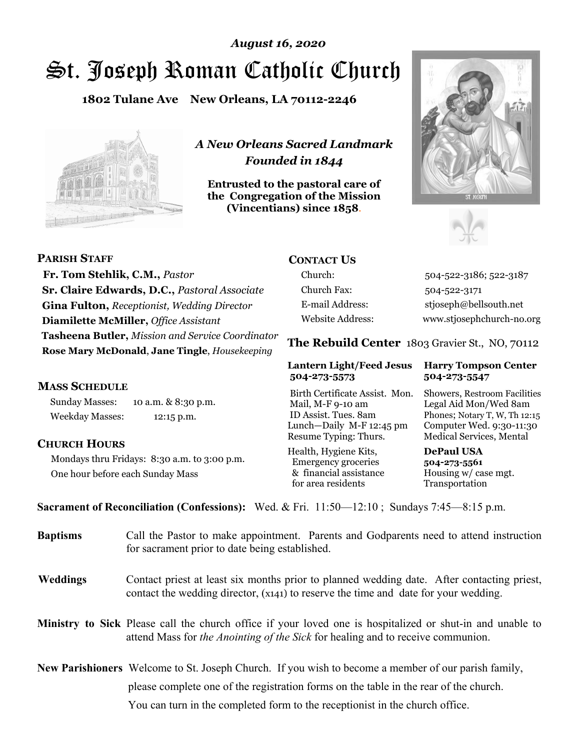*August 16, 2020*

# St. Joseph Roman Catholic Church

**1802 Tulane Ave New Orleans, LA 70112-2246**

*A New Orleans Sacred Landmark*
*Founded in 1844*

**Entrusted to the pastoral care of the Congregation of the Mission (Vincentians) since 1858.**

## PARISH STAFF

**Fr. Tom Stehlik, C.M.,** *Pastor*
**Sr. Claire Edwards, D.C.,** *Pastoral Associate*
**Gina Fulton,** *Receptionist, Wedding Director*
**Diamilette McMiller,** *Office Assistant*
**Tasheena Butler,** *Mission and Service Coordinator*
**Rose Mary McDonald**, **Jane Tingle**, *Housekeeping*

## MASS SCHEDULE

Sunday Masses: 10 a.m. & 8:30 p.m.
Weekday Masses: 12:15 p.m.

## CHURCH HOURS

Mondays thru Fridays: 8:30 a.m. to 3:00 p.m.
One hour before each Sunday Mass

## CONTACT US

| | |
|---|---|
| Church: | 504-522-3186; 522-3187 |
| Church Fax: | 504-522-3171 |
| E-mail Address: | stjoseph@bellsouth.net |
| Website Address: | www.stjosephchurch-no.org |

**The Rebuild Center** 1803 Gravier St., NO, 70112

| **Lantern Light/Feed Jesus 504-273-5573** | **Harry Tompson Center 504-273-5547** |
|---|---|
| Birth Certificate Assist. Mon. Mail, M-F 9-10 am ID Assist. Tues. 8am Lunch—Daily M-F 12:45 pm Resume Typing: Thurs. | Showers, Restroom Facilities Legal Aid Mon/Wed 8am Phones; Notary T, W, Th 12:15 Computer Wed. 9:30-11:30 Medical Services, Mental |
| Health, Hygiene Kits, Emergency groceries & financial assistance for area residents | **DePaul USA 504-273-5561** Housing w/ case mgt. Transportation |

**Sacrament of Reconciliation (Confessions):** Wed. & Fri. 11:50—12:10 ; Sundays 7:45—8:15 p.m.

**Baptisms** Call the Pastor to make appointment. Parents and Godparents need to attend instruction for sacrament prior to date being established.

**Weddings** Contact priest at least six months prior to planned wedding date. After contacting priest, contact the wedding director, (x141) to reserve the time and date for your wedding.

**Ministry to Sick** Please call the church office if your loved one is hospitalized or shut-in and unable to attend Mass for *the Anointing of the Sick* for healing and to receive communion.

**New Parishioners** Welcome to St. Joseph Church. If you wish to become a member of our parish family, please complete one of the registration forms on the table in the rear of the church. You can turn in the completed form to the receptionist in the church office.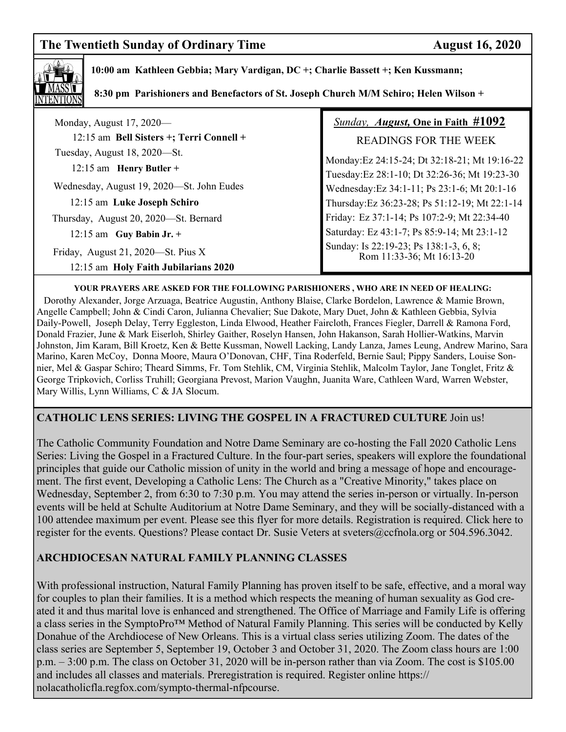## The Twentieth Sunday of Ordinary Time — August 16, 2020

**MASS INTENTIONS**

**10:00 am Kathleen Gebbia; Mary Vardigan, DC +; Charlie Bassett +; Ken Kussmann;**

**8:30 pm Parishioners and Benefactors of St. Joseph Church M/M Schiro; Helen Wilson +**

Monday, August 17, 2020—

12:15 am **Bell Sisters +; Terri Connell +**

Tuesday, August 18, 2020—St.

12:15 am **Henry Butler +**

Wednesday, August 19, 2020—St. John Eudes

12:15 am **Luke Joseph Schiro**

Thursday, August 20, 2020—St. Bernard

12:15 am **Guy Babin Jr. +**

Friday, August 21, 2020—St. Pius X

12:15 am **Holy Faith Jubilarians 2020**

*Sunday, **August,*** **One in Faith #1092**

READINGS FOR THE WEEK

Monday: Ez 24:15-24; Dt 32:18-21; Mt 19:16-22
Tuesday: Ez 28:1-10; Dt 32:26-36; Mt 19:23-30
Wednesday: Ez 34:1-11; Ps 23:1-6; Mt 20:1-16
Thursday: Ez 36:23-28; Ps 51:12-19; Mt 22:1-14
Friday: Ez 37:1-14; Ps 107:2-9; Mt 22:34-40
Saturday: Ez 43:1-7; Ps 85:9-14; Mt 23:1-12
Sunday: Is 22:19-23; Ps 138:1-3, 6, 8; Rom 11:33-36; Mt 16:13-20

**YOUR PRAYERS ARE ASKED FOR THE FOLLOWING PARISHIONERS , WHO ARE IN NEED OF HEALING:**

Dorothy Alexander, Jorge Arzuaga, Beatrice Augustin, Anthony Blaise, Clarke Bordelon, Lawrence & Mamie Brown, Angelle Campbell; John & Cindi Caron, Julianna Chevalier; Sue Dakote, Mary Duet, John & Kathleen Gebbia, Sylvia Daily-Powell, Joseph Delay, Terry Eggleston, Linda Elwood, Heather Faircloth, Frances Fiegler, Darrell & Ramona Ford, Donald Frazier, June & Mark Eiserloh, Shirley Gaither, Roselyn Hansen, John Hakanson, Sarah Hollier-Watkins, Marvin Johnston, Jim Karam, Bill Kroetz, Ken & Bette Kussman, Nowell Lacking, Landy Lanza, James Leung, Andrew Marino, Sara Marino, Karen McCoy, Donna Moore, Maura O'Donovan, CHF, Tina Roderfeld, Bernie Saul; Pippy Sanders, Louise Sonnier, Mel & Gaspar Schiro; Theard Simms, Fr. Tom Stehlik, CM, Virginia Stehlik, Malcolm Taylor, Jane Tonglet, Fritz & George Tripkovich, Corliss Truhill; Georgiana Prevost, Marion Vaughn, Juanita Ware, Cathleen Ward, Warren Webster, Mary Willis, Lynn Williams, C & JA Slocum.

**CATHOLIC LENS SERIES: LIVING THE GOSPEL IN A FRACTURED CULTURE** Join us!

The Catholic Community Foundation and Notre Dame Seminary are co-hosting the Fall 2020 Catholic Lens Series: Living the Gospel in a Fractured Culture. In the four-part series, speakers will explore the foundational principles that guide our Catholic mission of unity in the world and bring a message of hope and encouragement. The first event, Developing a Catholic Lens: The Church as a "Creative Minority," takes place on Wednesday, September 2, from 6:30 to 7:30 p.m. You may attend the series in-person or virtually. In-person events will be held at Schulte Auditorium at Notre Dame Seminary, and they will be socially-distanced with a 100 attendee maximum per event. Please see this flyer for more details. Registration is required. Click here to register for the events. Questions? Please contact Dr. Susie Veters at sveters@ccfnola.org or 504.596.3042.

**ARCHDIOCESAN NATURAL FAMILY PLANNING CLASSES**

With professional instruction, Natural Family Planning has proven itself to be safe, effective, and a moral way for couples to plan their families. It is a method which respects the meaning of human sexuality as God created it and thus marital love is enhanced and strengthened. The Office of Marriage and Family Life is offering a class series in the SymptoPro™ Method of Natural Family Planning. This series will be conducted by Kelly Donahue of the Archdiocese of New Orleans. This is a virtual class series utilizing Zoom. The dates of the class series are September 5, September 19, October 3 and October 31, 2020. The Zoom class hours are 1:00 p.m. – 3:00 p.m. The class on October 31, 2020 will be in-person rather than via Zoom. The cost is $105.00 and includes all classes and materials. Preregistration is required. Register online https://nolacatholicfla.regfox.com/sympto-thermal-nfpcourse.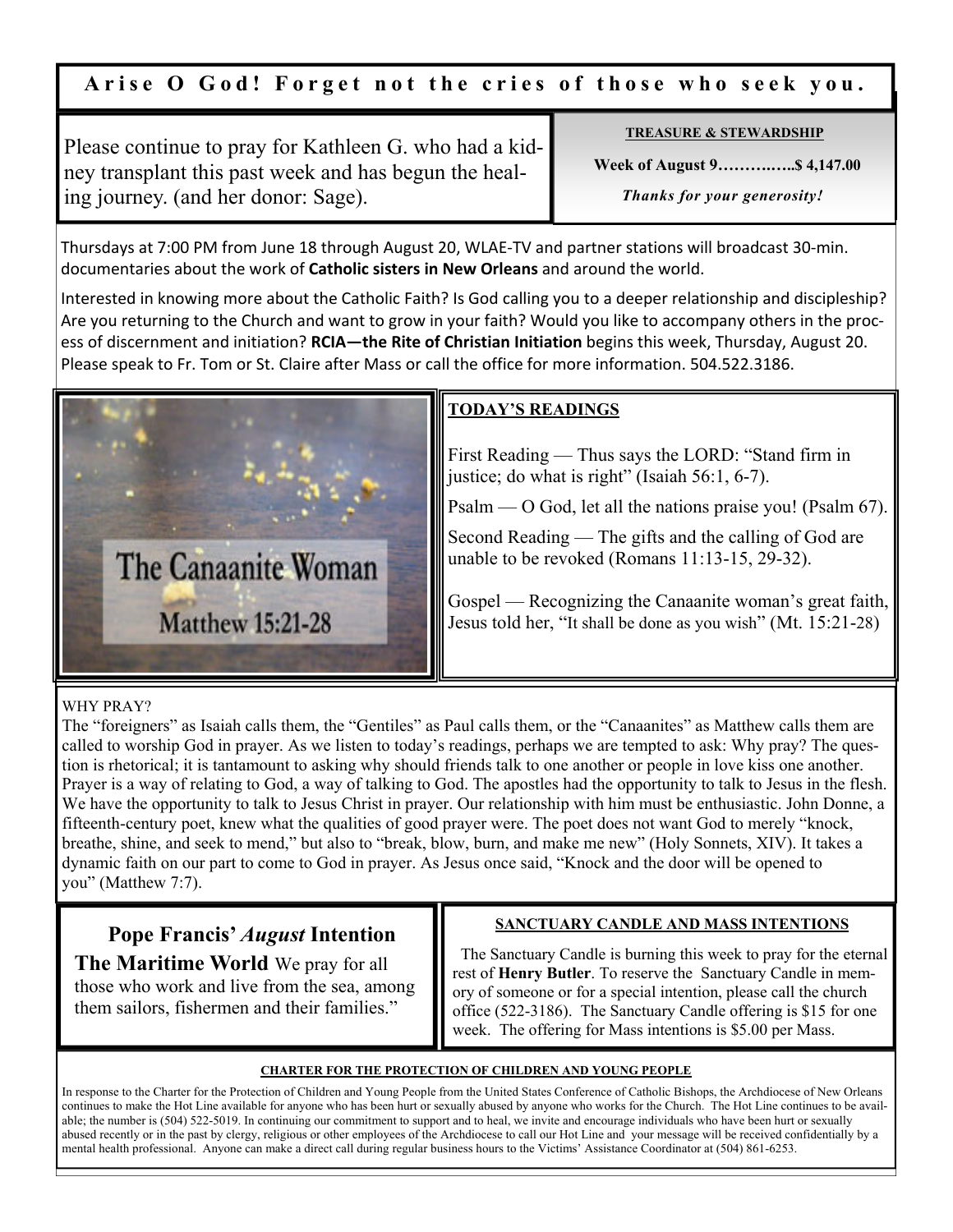**A r i s e O G o d ! F o r g e t n o t t h e c r i e s o f t h o s e w h o s e e k y o u .**

Please continue to pray for Kathleen G. who had a kidney transplant this past week and has begun the healing journey. (and her donor: Sage).

**TREASURE & STEWARDSHIP**

**Week of August 9……….…..$ 4,147.00**

***Thanks for your generosity!***

Thursdays at 7:00 PM from June 18 through August 20, WLAE-TV and partner stations will broadcast 30-min. documentaries about the work of **Catholic sisters in New Orleans** and around the world.

Interested in knowing more about the Catholic Faith? Is God calling you to a deeper relationship and discipleship? Are you returning to the Church and want to grow in your faith? Would you like to accompany others in the process of discernment and initiation? **RCIA—the Rite of Christian Initiation** begins this week, Thursday, August 20. Please speak to Fr. Tom or St. Claire after Mass or call the office for more information. 504.522.3186.

The Canaanite Woman
Matthew 15:21-28

**TODAY'S READINGS**

First Reading — Thus says the LORD: "Stand firm in justice; do what is right" (Isaiah 56:1, 6-7).

Psalm — O God, let all the nations praise you! (Psalm 67).

Second Reading — The gifts and the calling of God are unable to be revoked (Romans 11:13-15, 29-32).

Gospel — Recognizing the Canaanite woman's great faith, Jesus told her, "It shall be done as you wish" (Mt. 15:21-28)

WHY PRAY?

The "foreigners" as Isaiah calls them, the "Gentiles" as Paul calls them, or the "Canaanites" as Matthew calls them are called to worship God in prayer. As we listen to today's readings, perhaps we are tempted to ask: Why pray? The question is rhetorical; it is tantamount to asking why should friends talk to one another or people in love kiss one another. Prayer is a way of relating to God, a way of talking to God. The apostles had the opportunity to talk to Jesus in the flesh. We have the opportunity to talk to Jesus Christ in prayer. Our relationship with him must be enthusiastic. John Donne, a fifteenth-century poet, knew what the qualities of good prayer were. The poet does not want God to merely "knock, breathe, shine, and seek to mend," but also to "break, blow, burn, and make me new" (Holy Sonnets, XIV). It takes a dynamic faith on our part to come to God in prayer. As Jesus once said, "Knock and the door will be opened to you" (Matthew 7:7).

**Pope Francis' *August* Intention**

**The Maritime World** We pray for all those who work and live from the sea, among them sailors, fishermen and their families."

**SANCTUARY CANDLE AND MASS INTENTIONS**

The Sanctuary Candle is burning this week to pray for the eternal rest of **Henry Butler**. To reserve the Sanctuary Candle in memory of someone or for a special intention, please call the church office (522-3186). The Sanctuary Candle offering is $15 for one week. The offering for Mass intentions is $5.00 per Mass.

**CHARTER FOR THE PROTECTION OF CHILDREN AND YOUNG PEOPLE**

In response to the Charter for the Protection of Children and Young People from the United States Conference of Catholic Bishops, the Archdiocese of New Orleans continues to make the Hot Line available for anyone who has been hurt or sexually abused by anyone who works for the Church. The Hot Line continues to be available; the number is (504) 522-5019. In continuing our commitment to support and to heal, we invite and encourage individuals who have been hurt or sexually abused recently or in the past by clergy, religious or other employees of the Archdiocese to call our Hot Line and your message will be received confidentially by a mental health professional. Anyone can make a direct call during regular business hours to the Victims' Assistance Coordinator at (504) 861-6253.